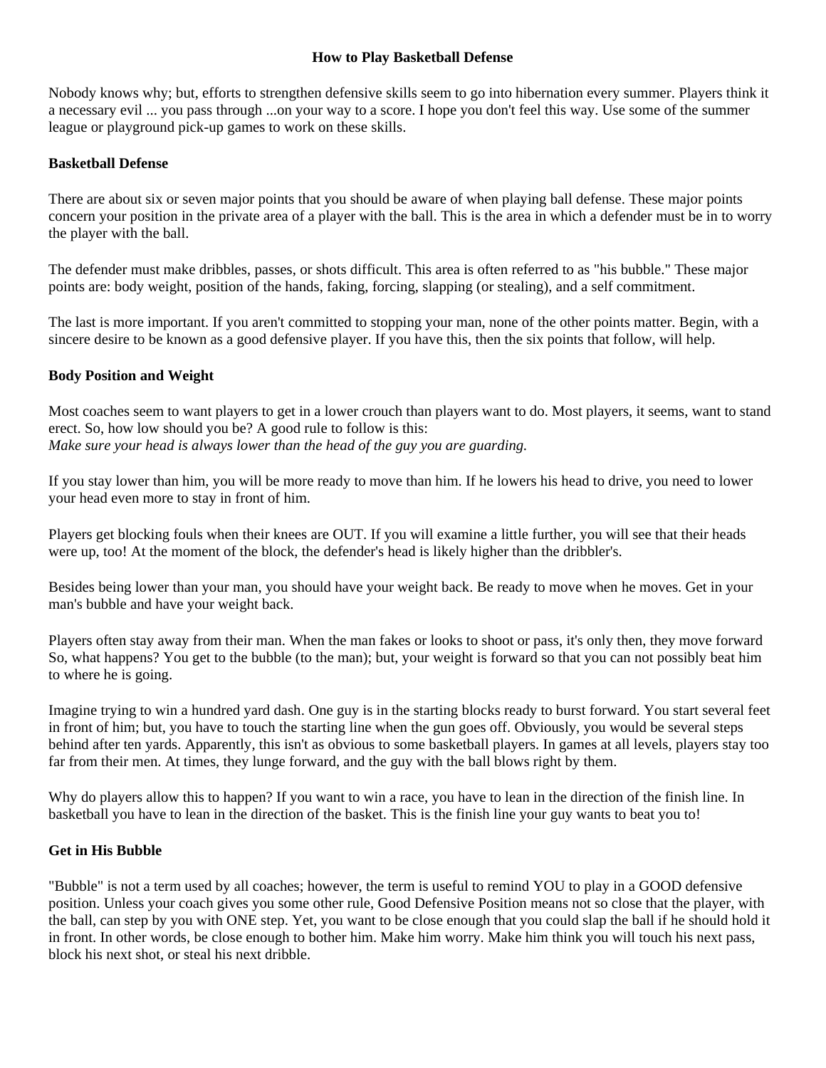# How to Play Basketball Defense

Nobody knows why; but, efforts to strengthen defensive skills seem to go into hibernation every summer. Players think it a necessary evil ... you pass through ...on your way to a score. I hope you don't feel this way. Use some of the summer league or playground pick-up games to work on these skills.

## Basketball Defense

There are about six or seven major points that you should be aware of when playing ball defense. These major points concern your position in the private area of a player with the ball. This is the area in which a defender must be in to worry the player with the ball.

The defender must make dribbles, passes, or shots difficult. This area is often referred to as "his bubble." These major points are: body weight, position of the hands, faking, forcing, slapping (or stealing), and a self commitment.

The last is more important. If you aren't committed to stopping your man, none of the other points matter. Begin, with a sincere desire to be known as a good defensive player. If you have this, then the six points that follow, will help.

## Body Position and Weight

Most coaches seem to want players to get in a lower crouch than players want to do. Most players, it seems, want to stand erect. So, how low should you be? A good rule to follow is this:
*Make sure your head is always lower than the head of the guy you are guarding.*

If you stay lower than him, you will be more ready to move than him. If he lowers his head to drive, you need to lower your head even more to stay in front of him.

Players get blocking fouls when their knees are OUT. If you will examine a little further, you will see that their heads were up, too! At the moment of the block, the defender's head is likely higher than the dribbler's.

Besides being lower than your man, you should have your weight back. Be ready to move when he moves. Get in your man's bubble and have your weight back.

Players often stay away from their man. When the man fakes or looks to shoot or pass, it's only then, they move forward So, what happens? You get to the bubble (to the man); but, your weight is forward so that you can not possibly beat him to where he is going.

Imagine trying to win a hundred yard dash. One guy is in the starting blocks ready to burst forward. You start several feet in front of him; but, you have to touch the starting line when the gun goes off. Obviously, you would be several steps behind after ten yards. Apparently, this isn't as obvious to some basketball players. In games at all levels, players stay too far from their men. At times, they lunge forward, and the guy with the ball blows right by them.

Why do players allow this to happen? If you want to win a race, you have to lean in the direction of the finish line. In basketball you have to lean in the direction of the basket. This is the finish line your guy wants to beat you to!

## Get in His Bubble

"Bubble" is not a term used by all coaches; however, the term is useful to remind YOU to play in a GOOD defensive position. Unless your coach gives you some other rule, Good Defensive Position means not so close that the player, with the ball, can step by you with ONE step. Yet, you want to be close enough that you could slap the ball if he should hold it in front. In other words, be close enough to bother him. Make him worry. Make him think you will touch his next pass, block his next shot, or steal his next dribble.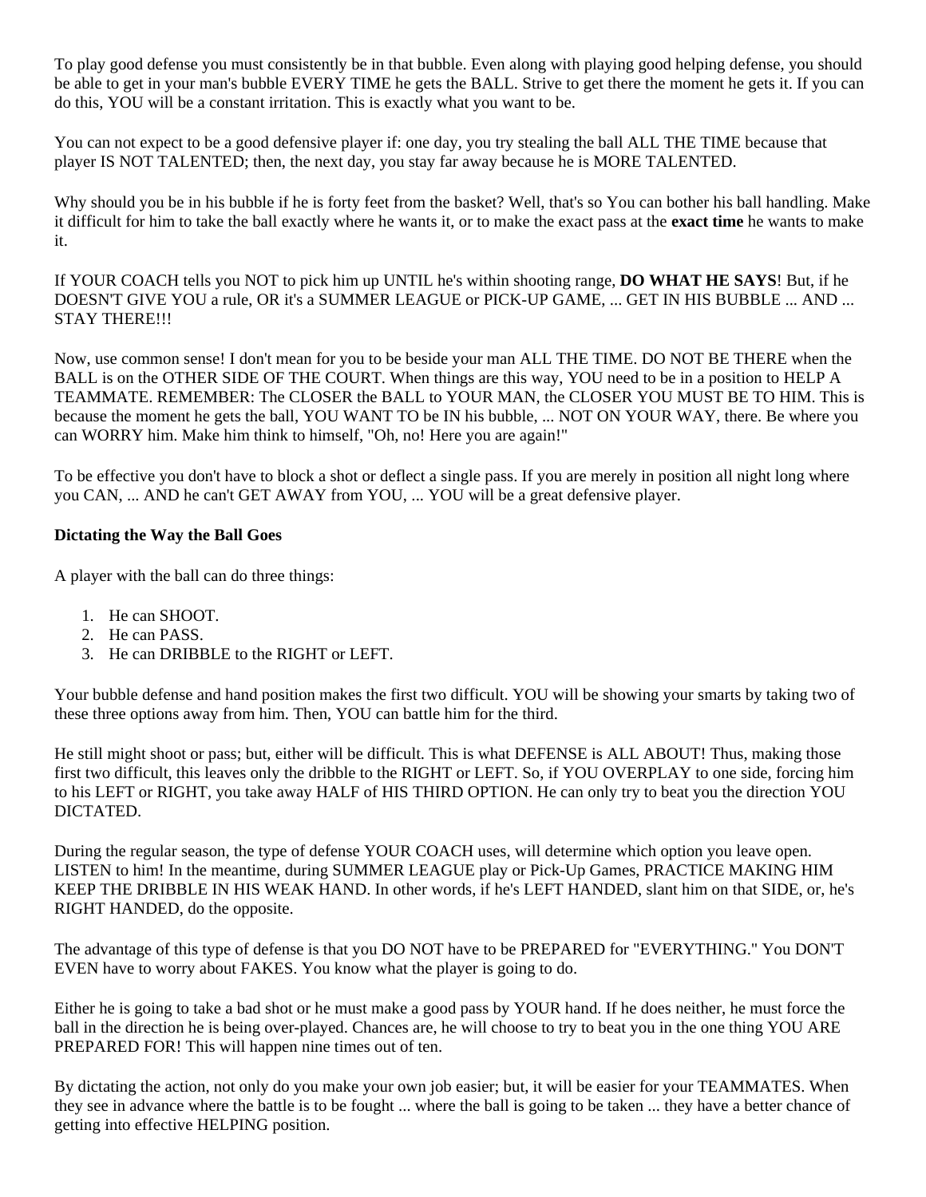To play good defense you must consistently be in that bubble. Even along with playing good helping defense, you should be able to get in your man's bubble EVERY TIME he gets the BALL. Strive to get there the moment he gets it. If you can do this, YOU will be a constant irritation. This is exactly what you want to be.

You can not expect to be a good defensive player if: one day, you try stealing the ball ALL THE TIME because that player IS NOT TALENTED; then, the next day, you stay far away because he is MORE TALENTED.

Why should you be in his bubble if he is forty feet from the basket? Well, that's so You can bother his ball handling. Make it difficult for him to take the ball exactly where he wants it, or to make the exact pass at the **exact time** he wants to make it.

If YOUR COACH tells you NOT to pick him up UNTIL he's within shooting range, **DO WHAT HE SAYS**! But, if he DOESN'T GIVE YOU a rule, OR it's a SUMMER LEAGUE or PICK-UP GAME, ... GET IN HIS BUBBLE ... AND ... STAY THERE!!!

Now, use common sense! I don't mean for you to be beside your man ALL THE TIME. DO NOT BE THERE when the BALL is on the OTHER SIDE OF THE COURT. When things are this way, YOU need to be in a position to HELP A TEAMMATE. REMEMBER: The CLOSER the BALL to YOUR MAN, the CLOSER YOU MUST BE TO HIM. This is because the moment he gets the ball, YOU WANT TO be IN his bubble, ... NOT ON YOUR WAY, there. Be where you can WORRY him. Make him think to himself, "Oh, no! Here you are again!"

To be effective you don't have to block a shot or deflect a single pass. If you are merely in position all night long where you CAN, ... AND he can't GET AWAY from YOU, ... YOU will be a great defensive player.

**Dictating the Way the Ball Goes**

A player with the ball can do three things:

1. He can SHOOT.
2. He can PASS.
3. He can DRIBBLE to the RIGHT or LEFT.

Your bubble defense and hand position makes the first two difficult. YOU will be showing your smarts by taking two of these three options away from him. Then, YOU can battle him for the third.

He still might shoot or pass; but, either will be difficult. This is what DEFENSE is ALL ABOUT! Thus, making those first two difficult, this leaves only the dribble to the RIGHT or LEFT. So, if YOU OVERPLAY to one side, forcing him to his LEFT or RIGHT, you take away HALF of HIS THIRD OPTION. He can only try to beat you the direction YOU DICTATED.

During the regular season, the type of defense YOUR COACH uses, will determine which option you leave open. LISTEN to him! In the meantime, during SUMMER LEAGUE play or Pick-Up Games, PRACTICE MAKING HIM KEEP THE DRIBBLE IN HIS WEAK HAND. In other words, if he's LEFT HANDED, slant him on that SIDE, or, he's RIGHT HANDED, do the opposite.

The advantage of this type of defense is that you DO NOT have to be PREPARED for "EVERYTHING." You DON'T EVEN have to worry about FAKES. You know what the player is going to do.

Either he is going to take a bad shot or he must make a good pass by YOUR hand. If he does neither, he must force the ball in the direction he is being over-played. Chances are, he will choose to try to beat you in the one thing YOU ARE PREPARED FOR! This will happen nine times out of ten.

By dictating the action, not only do you make your own job easier; but, it will be easier for your TEAMMATES. When they see in advance where the battle is to be fought ... where the ball is going to be taken ... they have a better chance of getting into effective HELPING position.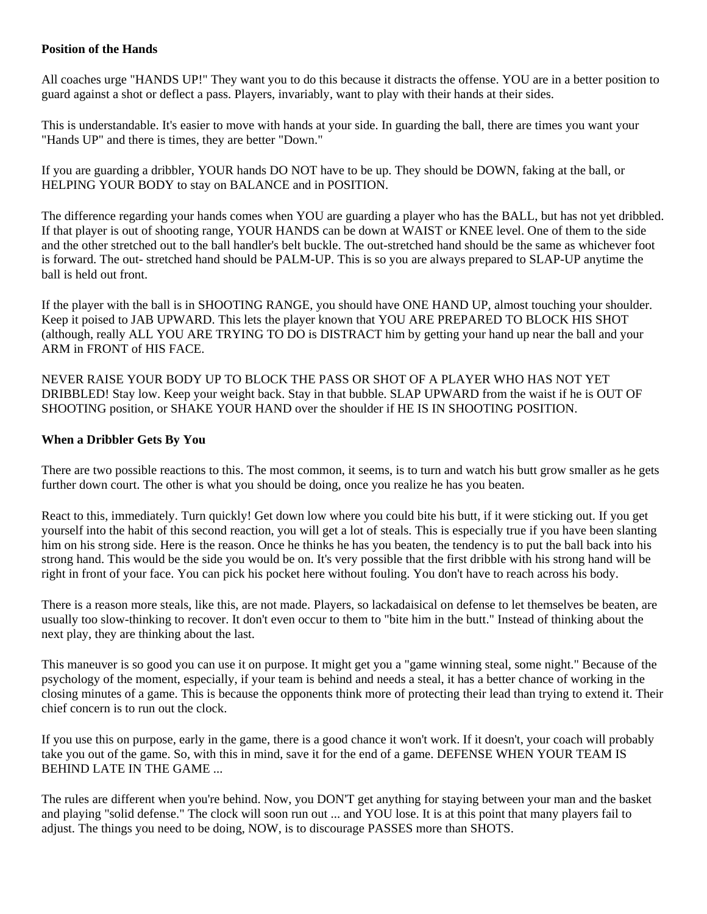**Position of the Hands**

All coaches urge "HANDS UP!" They want you to do this because it distracts the offense. YOU are in a better position to guard against a shot or deflect a pass. Players, invariably, want to play with their hands at their sides.

This is understandable. It's easier to move with hands at your side. In guarding the ball, there are times you want your "Hands UP" and there is times, they are better "Down."

If you are guarding a dribbler, YOUR hands DO NOT have to be up. They should be DOWN, faking at the ball, or HELPING YOUR BODY to stay on BALANCE and in POSITION.

The difference regarding your hands comes when YOU are guarding a player who has the BALL, but has not yet dribbled. If that player is out of shooting range, YOUR HANDS can be down at WAIST or KNEE level. One of them to the side and the other stretched out to the ball handler's belt buckle. The out-stretched hand should be the same as whichever foot is forward. The out- stretched hand should be PALM-UP. This is so you are always prepared to SLAP-UP anytime the ball is held out front.

If the player with the ball is in SHOOTING RANGE, you should have ONE HAND UP, almost touching your shoulder. Keep it poised to JAB UPWARD. This lets the player known that YOU ARE PREPARED TO BLOCK HIS SHOT (although, really ALL YOU ARE TRYING TO DO is DISTRACT him by getting your hand up near the ball and your ARM in FRONT of HIS FACE.

NEVER RAISE YOUR BODY UP TO BLOCK THE PASS OR SHOT OF A PLAYER WHO HAS NOT YET DRIBBLED! Stay low. Keep your weight back. Stay in that bubble. SLAP UPWARD from the waist if he is OUT OF SHOOTING position, or SHAKE YOUR HAND over the shoulder if HE IS IN SHOOTING POSITION.

**When a Dribbler Gets By You**

There are two possible reactions to this. The most common, it seems, is to turn and watch his butt grow smaller as he gets further down court. The other is what you should be doing, once you realize he has you beaten.

React to this, immediately. Turn quickly! Get down low where you could bite his butt, if it were sticking out. If you get yourself into the habit of this second reaction, you will get a lot of steals. This is especially true if you have been slanting him on his strong side. Here is the reason. Once he thinks he has you beaten, the tendency is to put the ball back into his strong hand. This would be the side you would be on. It's very possible that the first dribble with his strong hand will be right in front of your face. You can pick his pocket here without fouling. You don't have to reach across his body.

There is a reason more steals, like this, are not made. Players, so lackadaisical on defense to let themselves be beaten, are usually too slow-thinking to recover. It don't even occur to them to "bite him in the butt." Instead of thinking about the next play, they are thinking about the last.

This maneuver is so good you can use it on purpose. It might get you a "game winning steal, some night." Because of the psychology of the moment, especially, if your team is behind and needs a steal, it has a better chance of working in the closing minutes of a game. This is because the opponents think more of protecting their lead than trying to extend it. Their chief concern is to run out the clock.

If you use this on purpose, early in the game, there is a good chance it won't work. If it doesn't, your coach will probably take you out of the game. So, with this in mind, save it for the end of a game. DEFENSE WHEN YOUR TEAM IS BEHIND LATE IN THE GAME ...

The rules are different when you're behind. Now, you DON'T get anything for staying between your man and the basket and playing "solid defense." The clock will soon run out ... and YOU lose. It is at this point that many players fail to adjust. The things you need to be doing, NOW, is to discourage PASSES more than SHOTS.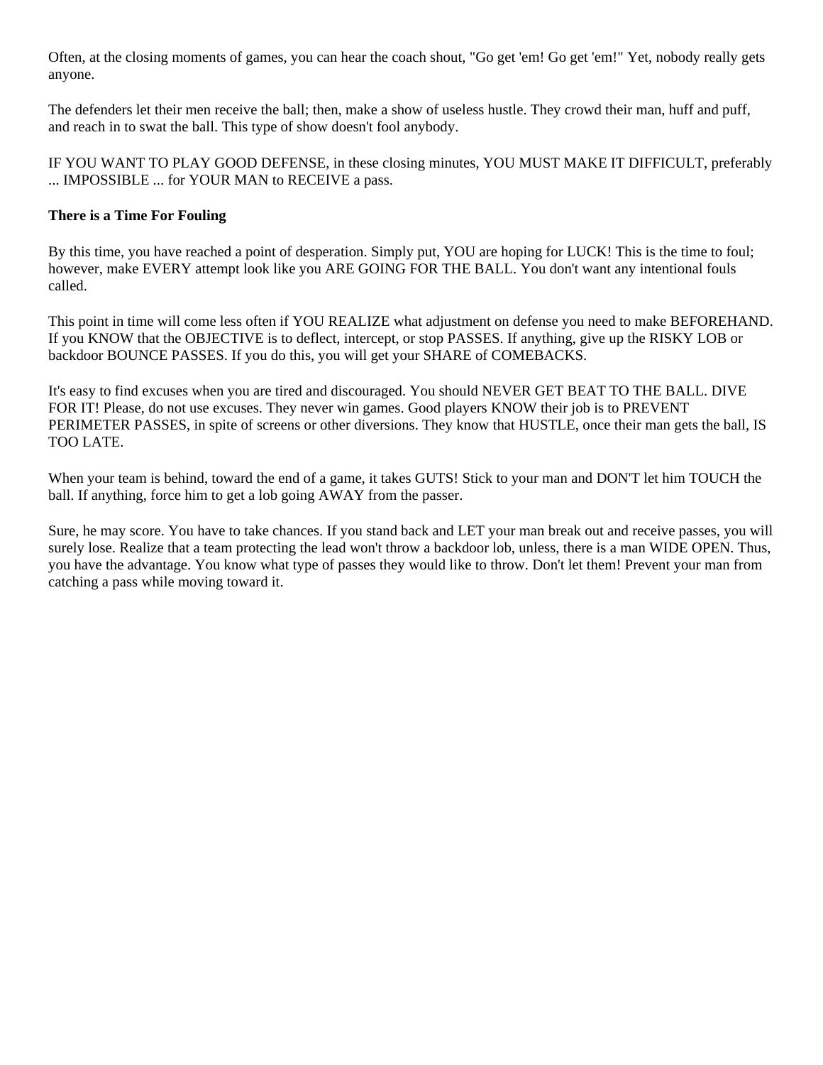Often, at the closing moments of games, you can hear the coach shout, "Go get 'em! Go get 'em!" Yet, nobody really gets anyone.

The defenders let their men receive the ball; then, make a show of useless hustle. They crowd their man, huff and puff, and reach in to swat the ball. This type of show doesn't fool anybody.

IF YOU WANT TO PLAY GOOD DEFENSE, in these closing minutes, YOU MUST MAKE IT DIFFICULT, preferably ... IMPOSSIBLE ... for YOUR MAN to RECEIVE a pass.

**There is a Time For Fouling**

By this time, you have reached a point of desperation. Simply put, YOU are hoping for LUCK! This is the time to foul; however, make EVERY attempt look like you ARE GOING FOR THE BALL. You don't want any intentional fouls called.

This point in time will come less often if YOU REALIZE what adjustment on defense you need to make BEFOREHAND. If you KNOW that the OBJECTIVE is to deflect, intercept, or stop PASSES. If anything, give up the RISKY LOB or backdoor BOUNCE PASSES. If you do this, you will get your SHARE of COMEBACKS.

It's easy to find excuses when you are tired and discouraged. You should NEVER GET BEAT TO THE BALL. DIVE FOR IT! Please, do not use excuses. They never win games. Good players KNOW their job is to PREVENT PERIMETER PASSES, in spite of screens or other diversions. They know that HUSTLE, once their man gets the ball, IS TOO LATE.

When your team is behind, toward the end of a game, it takes GUTS! Stick to your man and DON'T let him TOUCH the ball. If anything, force him to get a lob going AWAY from the passer.

Sure, he may score. You have to take chances. If you stand back and LET your man break out and receive passes, you will surely lose. Realize that a team protecting the lead won't throw a backdoor lob, unless, there is a man WIDE OPEN. Thus, you have the advantage. You know what type of passes they would like to throw. Don't let them! Prevent your man from catching a pass while moving toward it.